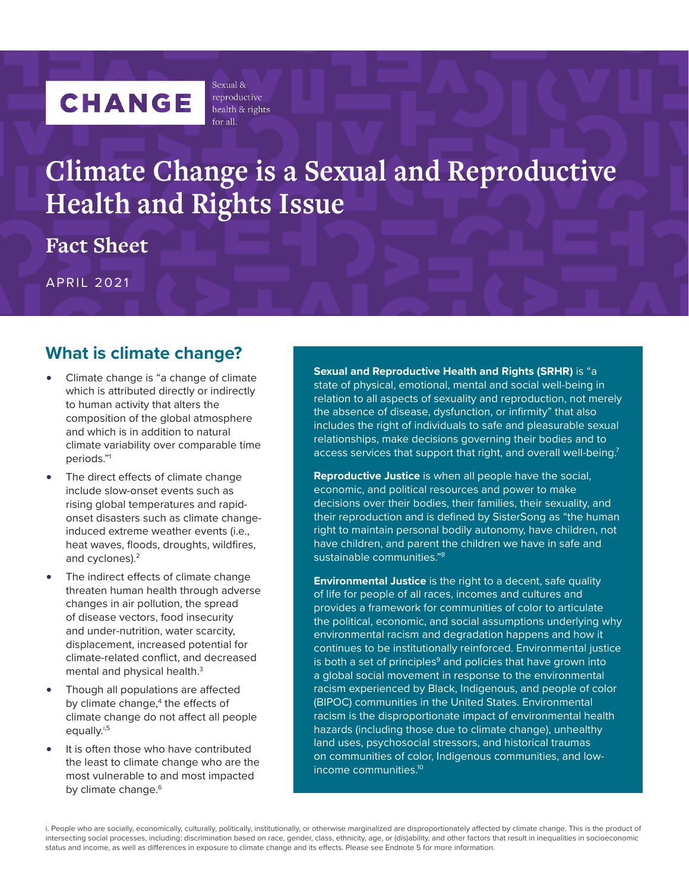CHANGE

Sexual & reproductive health & rights for all.

# Climate Change is a Sexual and Reproductive Health and Rights Issue

## Fact Sheet

APRIL 2021

## What is climate change?

- Climate change is "a change of climate which is attributed directly or indirectly to human activity that alters the composition of the global atmosphere and which is in addition to natural climate variability over comparable time periods."[1]
- The direct effects of climate change include slow-onset events such as rising global temperatures and rapid-onset disasters such as climate change-induced extreme weather events (i.e., heat waves, floods, droughts, wildfires, and cyclones).[2]
- The indirect effects of climate change threaten human health through adverse changes in air pollution, the spread of disease vectors, food insecurity and under-nutrition, water scarcity, displacement, increased potential for climate-related conflict, and decreased mental and physical health.[3]
- Though all populations are affected by climate change,[4] the effects of climate change do not affect all people equally.[i,5]
- It is often those who have contributed the least to climate change who are the most vulnerable to and most impacted by climate change.[6]

**Sexual and Reproductive Health and Rights (SRHR)** is "a state of physical, emotional, mental and social well-being in relation to all aspects of sexuality and reproduction, not merely the absence of disease, dysfunction, or infirmity" that also includes the right of individuals to safe and pleasurable sexual relationships, make decisions governing their bodies and to access services that support that right, and overall well-being.[7]

**Reproductive Justice** is when all people have the social, economic, and political resources and power to make decisions over their bodies, their families, their sexuality, and their reproduction and is defined by SisterSong as "the human right to maintain personal bodily autonomy, have children, not have children, and parent the children we have in safe and sustainable communities."[8]

**Environmental Justice** is the right to a decent, safe quality of life for people of all races, incomes and cultures and provides a framework for communities of color to articulate the political, economic, and social assumptions underlying why environmental racism and degradation happens and how it continues to be institutionally reinforced. Environmental justice is both a set of principles[9] and policies that have grown into a global social movement in response to the environmental racism experienced by Black, Indigenous, and people of color (BIPOC) communities in the United States. Environmental racism is the disproportionate impact of environmental health hazards (including those due to climate change), unhealthy land uses, psychosocial stressors, and historical traumas on communities of color, Indigenous communities, and low-income communities.[10]

i. People who are socially, economically, culturally, politically, institutionally, or otherwise marginalized are disproportionately affected by climate change. This is the product of intersecting social processes, including: discrimination based on race, gender, class, ethnicity, age, or (dis)ability, and other factors that result in inequalities in socioeconomic status and income, as well as differences in exposure to climate change and its effects. Please see Endnote 5 for more information.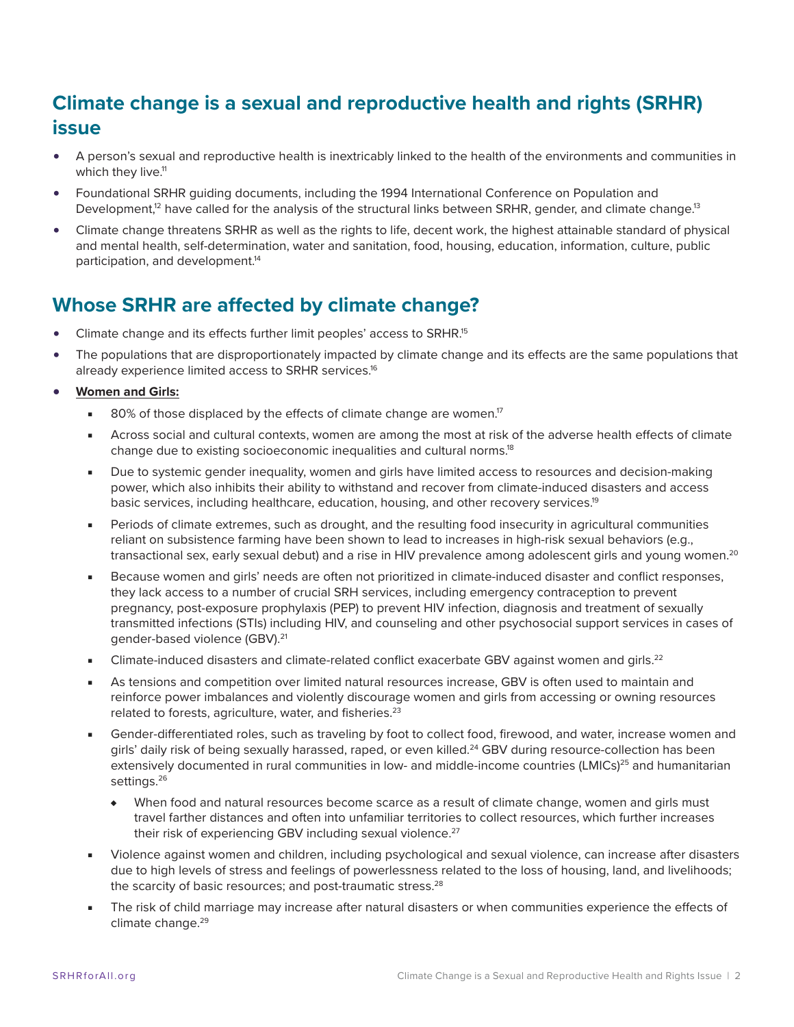## Climate change is a sexual and reproductive health and rights (SRHR) issue

- A person's sexual and reproductive health is inextricably linked to the health of the environments and communities in which they live.[11]
- Foundational SRHR guiding documents, including the 1994 International Conference on Population and Development,[12] have called for the analysis of the structural links between SRHR, gender, and climate change.[13]
- Climate change threatens SRHR as well as the rights to life, decent work, the highest attainable standard of physical and mental health, self-determination, water and sanitation, food, housing, education, information, culture, public participation, and development.[14]

## Whose SRHR are affected by climate change?

- Climate change and its effects further limit peoples' access to SRHR.[15]
- The populations that are disproportionately impacted by climate change and its effects are the same populations that already experience limited access to SRHR services.[16]
- **Women and Girls:**
  - 80% of those displaced by the effects of climate change are women.[17]
  - Across social and cultural contexts, women are among the most at risk of the adverse health effects of climate change due to existing socioeconomic inequalities and cultural norms.[18]
  - Due to systemic gender inequality, women and girls have limited access to resources and decision-making power, which also inhibits their ability to withstand and recover from climate-induced disasters and access basic services, including healthcare, education, housing, and other recovery services.[19]
  - Periods of climate extremes, such as drought, and the resulting food insecurity in agricultural communities reliant on subsistence farming have been shown to lead to increases in high-risk sexual behaviors (e.g., transactional sex, early sexual debut) and a rise in HIV prevalence among adolescent girls and young women.[20]
  - Because women and girls' needs are often not prioritized in climate-induced disaster and conflict responses, they lack access to a number of crucial SRH services, including emergency contraception to prevent pregnancy, post-exposure prophylaxis (PEP) to prevent HIV infection, diagnosis and treatment of sexually transmitted infections (STIs) including HIV, and counseling and other psychosocial support services in cases of gender-based violence (GBV).[21]
  - Climate-induced disasters and climate-related conflict exacerbate GBV against women and girls.[22]
  - As tensions and competition over limited natural resources increase, GBV is often used to maintain and reinforce power imbalances and violently discourage women and girls from accessing or owning resources related to forests, agriculture, water, and fisheries.[23]
  - Gender-differentiated roles, such as traveling by foot to collect food, firewood, and water, increase women and girls' daily risk of being sexually harassed, raped, or even killed.[24] GBV during resource-collection has been extensively documented in rural communities in low- and middle-income countries (LMICs)[25] and humanitarian settings.[26]
    - When food and natural resources become scarce as a result of climate change, women and girls must travel farther distances and often into unfamiliar territories to collect resources, which further increases their risk of experiencing GBV including sexual violence.[27]
  - Violence against women and children, including psychological and sexual violence, can increase after disasters due to high levels of stress and feelings of powerlessness related to the loss of housing, land, and livelihoods; the scarcity of basic resources; and post-traumatic stress.[28]
  - The risk of child marriage may increase after natural disasters or when communities experience the effects of climate change.[29]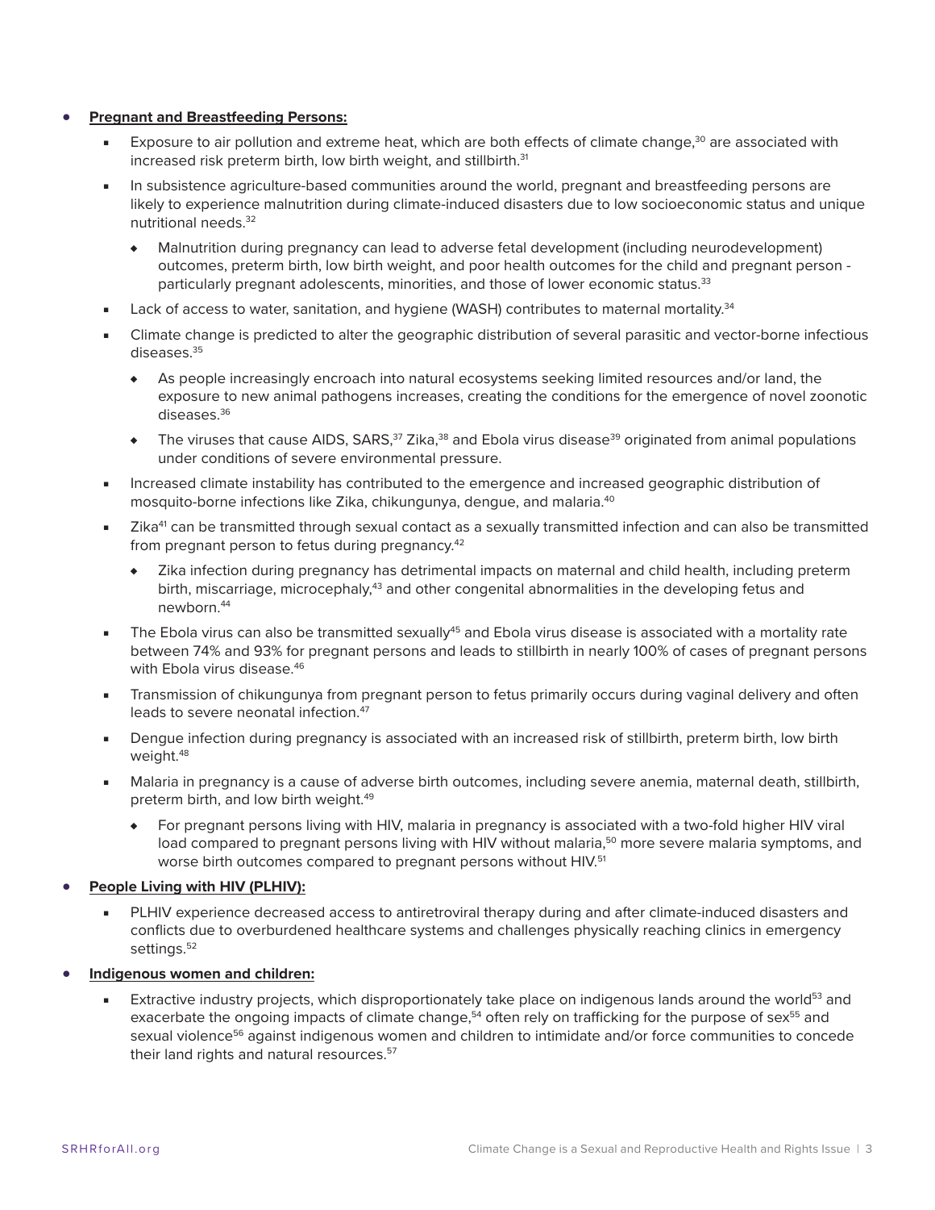- **Pregnant and Breastfeeding Persons:**
  - Exposure to air pollution and extreme heat, which are both effects of climate change,[30] are associated with increased risk preterm birth, low birth weight, and stillbirth.[31]
  - In subsistence agriculture-based communities around the world, pregnant and breastfeeding persons are likely to experience malnutrition during climate-induced disasters due to low socioeconomic status and unique nutritional needs.[32]
    - Malnutrition during pregnancy can lead to adverse fetal development (including neurodevelopment) outcomes, preterm birth, low birth weight, and poor health outcomes for the child and pregnant person - particularly pregnant adolescents, minorities, and those of lower economic status.[33]
  - Lack of access to water, sanitation, and hygiene (WASH) contributes to maternal mortality.[34]
  - Climate change is predicted to alter the geographic distribution of several parasitic and vector-borne infectious diseases.[35]
    - As people increasingly encroach into natural ecosystems seeking limited resources and/or land, the exposure to new animal pathogens increases, creating the conditions for the emergence of novel zoonotic diseases.[36]
    - The viruses that cause AIDS, SARS,[37] Zika,[38] and Ebola virus disease[39] originated from animal populations under conditions of severe environmental pressure.
  - Increased climate instability has contributed to the emergence and increased geographic distribution of mosquito-borne infections like Zika, chikungunya, dengue, and malaria.[40]
  - Zika[41] can be transmitted through sexual contact as a sexually transmitted infection and can also be transmitted from pregnant person to fetus during pregnancy.[42]
    - Zika infection during pregnancy has detrimental impacts on maternal and child health, including preterm birth, miscarriage, microcephaly,[43] and other congenital abnormalities in the developing fetus and newborn.[44]
  - The Ebola virus can also be transmitted sexually[45] and Ebola virus disease is associated with a mortality rate between 74% and 93% for pregnant persons and leads to stillbirth in nearly 100% of cases of pregnant persons with Ebola virus disease.[46]
  - Transmission of chikungunya from pregnant person to fetus primarily occurs during vaginal delivery and often leads to severe neonatal infection.[47]
  - Dengue infection during pregnancy is associated with an increased risk of stillbirth, preterm birth, low birth weight.[48]
  - Malaria in pregnancy is a cause of adverse birth outcomes, including severe anemia, maternal death, stillbirth, preterm birth, and low birth weight.[49]
    - For pregnant persons living with HIV, malaria in pregnancy is associated with a two-fold higher HIV viral load compared to pregnant persons living with HIV without malaria,[50] more severe malaria symptoms, and worse birth outcomes compared to pregnant persons without HIV.[51]
- **People Living with HIV (PLHIV):**
  - PLHIV experience decreased access to antiretroviral therapy during and after climate-induced disasters and conflicts due to overburdened healthcare systems and challenges physically reaching clinics in emergency settings.[52]
- **Indigenous women and children:**
  - Extractive industry projects, which disproportionately take place on indigenous lands around the world[53] and exacerbate the ongoing impacts of climate change,[54] often rely on trafficking for the purpose of sex[55] and sexual violence[56] against indigenous women and children to intimidate and/or force communities to concede their land rights and natural resources.[57]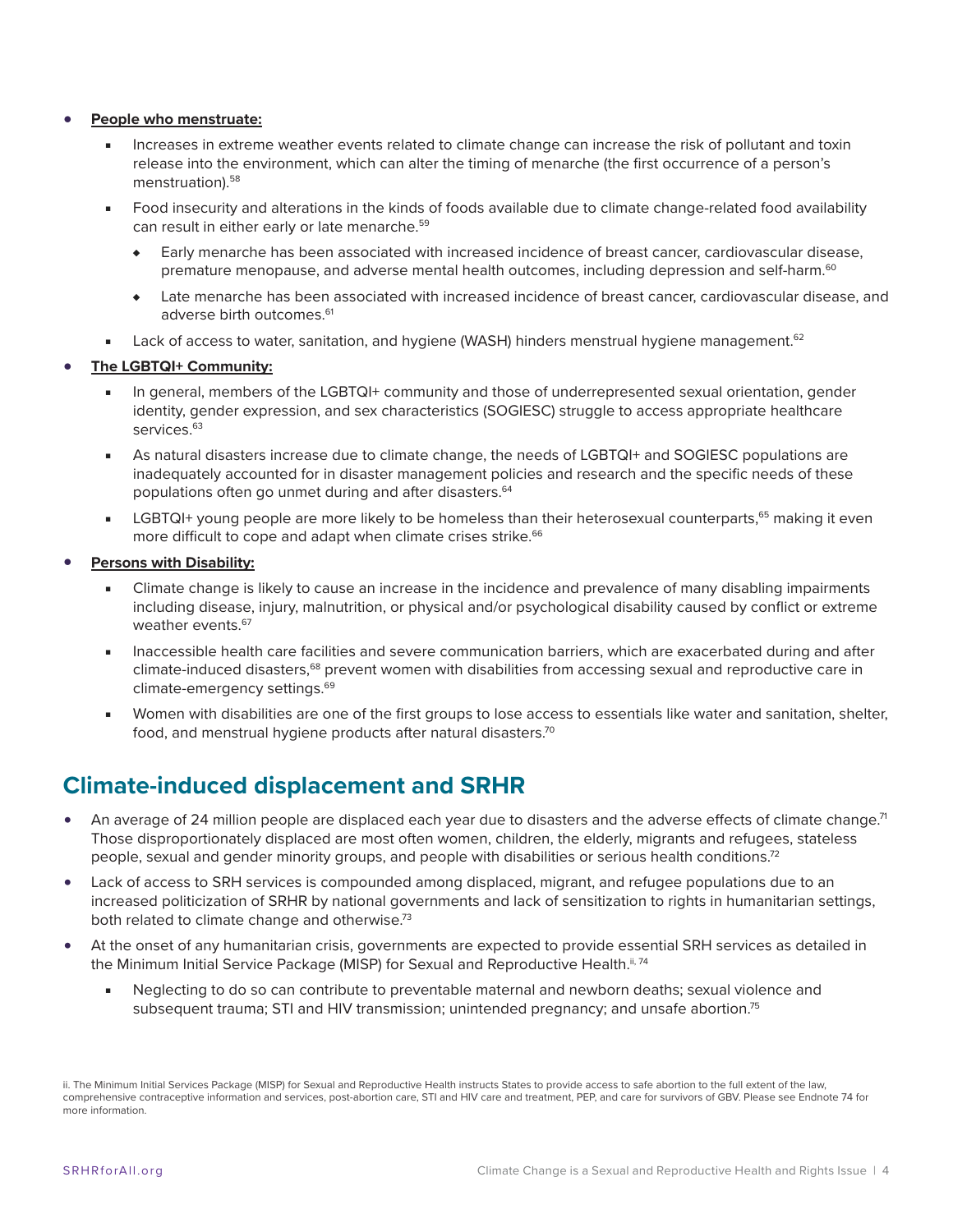- **People who menstruate:**
    - Increases in extreme weather events related to climate change can increase the risk of pollutant and toxin release into the environment, which can alter the timing of menarche (the first occurrence of a person's menstruation).[58]
    - Food insecurity and alterations in the kinds of foods available due to climate change-related food availability can result in either early or late menarche.[59]
        - Early menarche has been associated with increased incidence of breast cancer, cardiovascular disease, premature menopause, and adverse mental health outcomes, including depression and self-harm.[60]
        - Late menarche has been associated with increased incidence of breast cancer, cardiovascular disease, and adverse birth outcomes.[61]
    - Lack of access to water, sanitation, and hygiene (WASH) hinders menstrual hygiene management.[62]
- **The LGBTQI+ Community:**
    - In general, members of the LGBTQI+ community and those of underrepresented sexual orientation, gender identity, gender expression, and sex characteristics (SOGIESC) struggle to access appropriate healthcare services.[63]
    - As natural disasters increase due to climate change, the needs of LGBTQI+ and SOGIESC populations are inadequately accounted for in disaster management policies and research and the specific needs of these populations often go unmet during and after disasters.[64]
    - LGBTQI+ young people are more likely to be homeless than their heterosexual counterparts,[65] making it even more difficult to cope and adapt when climate crises strike.[66]
- **Persons with Disability:**
    - Climate change is likely to cause an increase in the incidence and prevalence of many disabling impairments including disease, injury, malnutrition, or physical and/or psychological disability caused by conflict or extreme weather events.[67]
    - Inaccessible health care facilities and severe communication barriers, which are exacerbated during and after climate-induced disasters,[68] prevent women with disabilities from accessing sexual and reproductive care in climate-emergency settings.[69]
    - Women with disabilities are one of the first groups to lose access to essentials like water and sanitation, shelter, food, and menstrual hygiene products after natural disasters.[70]

## Climate-induced displacement and SRHR

- An average of 24 million people are displaced each year due to disasters and the adverse effects of climate change.[71] Those disproportionately displaced are most often women, children, the elderly, migrants and refugees, stateless people, sexual and gender minority groups, and people with disabilities or serious health conditions.[72]
- Lack of access to SRH services is compounded among displaced, migrant, and refugee populations due to an increased politicization of SRHR by national governments and lack of sensitization to rights in humanitarian settings, both related to climate change and otherwise.[73]
- At the onset of any humanitarian crisis, governments are expected to provide essential SRH services as detailed in the Minimum Initial Service Package (MISP) for Sexual and Reproductive Health.[ii, 74]
    - Neglecting to do so can contribute to preventable maternal and newborn deaths; sexual violence and subsequent trauma; STI and HIV transmission; unintended pregnancy; and unsafe abortion.[75]

ii. The Minimum Initial Services Package (MISP) for Sexual and Reproductive Health instructs States to provide access to safe abortion to the full extent of the law, comprehensive contraceptive information and services, post-abortion care, STI and HIV care and treatment, PEP, and care for survivors of GBV. Please see Endnote 74 for more information.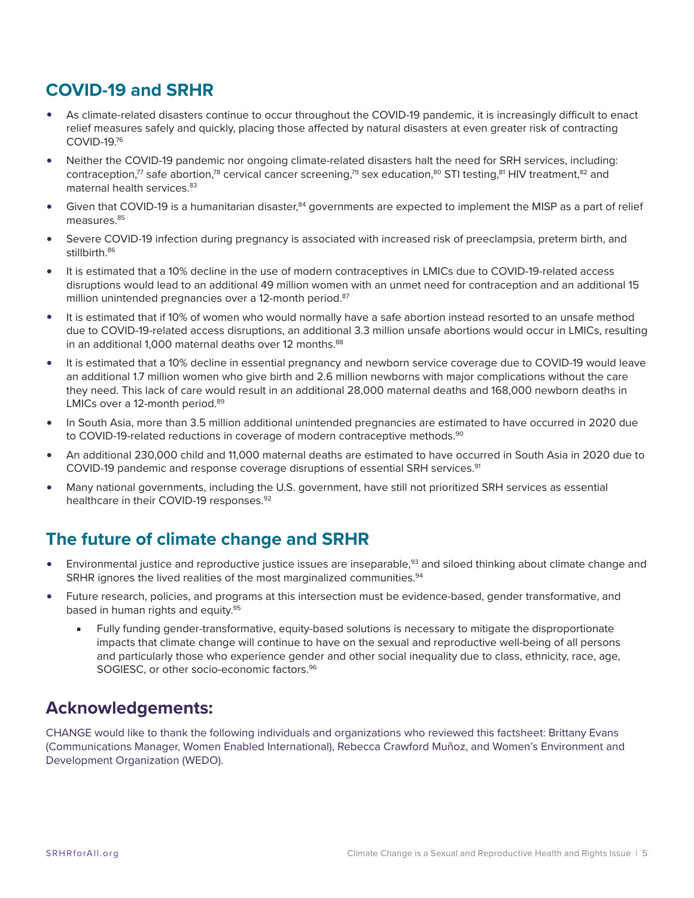## COVID-19 and SRHR

- As climate-related disasters continue to occur throughout the COVID-19 pandemic, it is increasingly difficult to enact relief measures safely and quickly, placing those affected by natural disasters at even greater risk of contracting COVID-19.[76]
- Neither the COVID-19 pandemic nor ongoing climate-related disasters halt the need for SRH services, including: contraception,[77] safe abortion,[78] cervical cancer screening,[79] sex education,[80] STI testing,[81] HIV treatment,[82] and maternal health services.[83]
- Given that COVID-19 is a humanitarian disaster,[84] governments are expected to implement the MISP as a part of relief measures.[85]
- Severe COVID-19 infection during pregnancy is associated with increased risk of preeclampsia, preterm birth, and stillbirth.[86]
- It is estimated that a 10% decline in the use of modern contraceptives in LMICs due to COVID-19-related access disruptions would lead to an additional 49 million women with an unmet need for contraception and an additional 15 million unintended pregnancies over a 12-month period.[87]
- It is estimated that if 10% of women who would normally have a safe abortion instead resorted to an unsafe method due to COVID-19-related access disruptions, an additional 3.3 million unsafe abortions would occur in LMICs, resulting in an additional 1,000 maternal deaths over 12 months.[88]
- It is estimated that a 10% decline in essential pregnancy and newborn service coverage due to COVID-19 would leave an additional 1.7 million women who give birth and 2.6 million newborns with major complications without the care they need. This lack of care would result in an additional 28,000 maternal deaths and 168,000 newborn deaths in LMICs over a 12-month period.[89]
- In South Asia, more than 3.5 million additional unintended pregnancies are estimated to have occurred in 2020 due to COVID-19-related reductions in coverage of modern contraceptive methods.[90]
- An additional 230,000 child and 11,000 maternal deaths are estimated to have occurred in South Asia in 2020 due to COVID-19 pandemic and response coverage disruptions of essential SRH services.[91]
- Many national governments, including the U.S. government, have still not prioritized SRH services as essential healthcare in their COVID-19 responses.[92]

## The future of climate change and SRHR

- Environmental justice and reproductive justice issues are inseparable,[93] and siloed thinking about climate change and SRHR ignores the lived realities of the most marginalized communities.[94]
- Future research, policies, and programs at this intersection must be evidence-based, gender transformative, and based in human rights and equity.[95]
  - Fully funding gender-transformative, equity-based solutions is necessary to mitigate the disproportionate impacts that climate change will continue to have on the sexual and reproductive well-being of all persons and particularly those who experience gender and other social inequality due to class, ethnicity, race, age, SOGIESC, or other socio-economic factors.[96]

## Acknowledgements:

CHANGE would like to thank the following individuals and organizations who reviewed this factsheet: Brittany Evans (Communications Manager, Women Enabled International), Rebecca Crawford Muñoz, and Women's Environment and Development Organization (WEDO).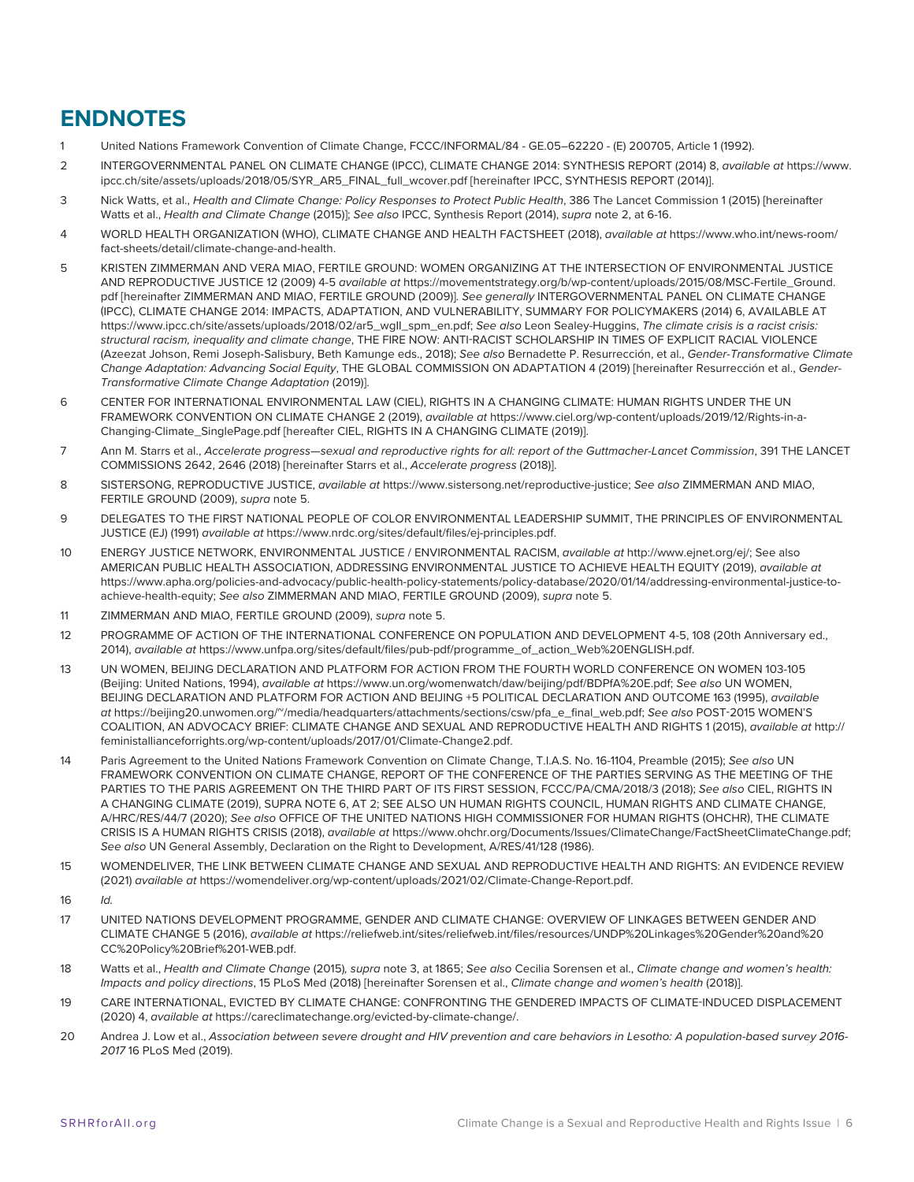## ENDNOTES

1. United Nations Framework Convention of Climate Change, FCCC/INFORMAL/84 - GE.05–62220 - (E) 200705, Article 1 (1992).
2. INTERGOVERNMENTAL PANEL ON CLIMATE CHANGE (IPCC), CLIMATE CHANGE 2014: SYNTHESIS REPORT (2014) 8, *available at* https://www.ipcc.ch/site/assets/uploads/2018/05/SYR_AR5_FINAL_full_wcover.pdf [hereinafter IPCC, SYNTHESIS REPORT (2014)].
3. Nick Watts, et al., *Health and Climate Change: Policy Responses to Protect Public Health*, 386 The Lancet Commission 1 (2015) [hereinafter Watts et al., *Health and Climate Change* (2015)]; *See also* IPCC, Synthesis Report (2014), *supra* note 2, at 6-16.
4. WORLD HEALTH ORGANIZATION (WHO), CLIMATE CHANGE AND HEALTH FACTSHEET (2018), *available at* https://www.who.int/news-room/fact-sheets/detail/climate-change-and-health.
5. KRISTEN ZIMMERMAN AND VERA MIAO, FERTILE GROUND: WOMEN ORGANIZING AT THE INTERSECTION OF ENVIRONMENTAL JUSTICE AND REPRODUCTIVE JUSTICE 12 (2009) 4-5 *available at* https://movementstrategy.org/b/wp-content/uploads/2015/08/MSC-Fertile_Ground.pdf [hereinafter ZIMMERMAN AND MIAO, FERTILE GROUND (2009)]. *See generally* INTERGOVERNMENTAL PANEL ON CLIMATE CHANGE (IPCC), CLIMATE CHANGE 2014: IMPACTS, ADAPTATION, AND VULNERABILITY, SUMMARY FOR POLICYMAKERS (2014) 6, AVAILABLE AT https://www.ipcc.ch/site/assets/uploads/2018/02/ar5_wgII_spm_en.pdf; *See also* Leon Sealey-Huggins, *The climate crisis is a racist crisis: structural racism, inequality and climate change*, THE FIRE NOW: ANTI-RACIST SCHOLARSHIP IN TIMES OF EXPLICIT RACIAL VIOLENCE (Azeezat Johson, Remi Joseph-Salisbury, Beth Kamunge eds., 2018); *See also* Bernadette P. Resurrección, et al., *Gender-Transformative Climate Change Adaptation: Advancing Social Equity*, THE GLOBAL COMMISSION ON ADAPTATION 4 (2019) [hereinafter Resurrección et al., *Gender-Transformative Climate Change Adaptation* (2019)].
6. CENTER FOR INTERNATIONAL ENVIRONMENTAL LAW (CIEL), RIGHTS IN A CHANGING CLIMATE: HUMAN RIGHTS UNDER THE UN FRAMEWORK CONVENTION ON CLIMATE CHANGE 2 (2019), *available at* https://www.ciel.org/wp-content/uploads/2019/12/Rights-in-a-Changing-Climate_SinglePage.pdf [hereafter CIEL, RIGHTS IN A CHANGING CLIMATE (2019)].
7. Ann M. Starrs et al., *Accelerate progress—sexual and reproductive rights for all: report of the Guttmacher-Lancet Commission*, 391 THE LANCET COMMISSIONS 2642, 2646 (2018) [hereinafter Starrs et al., *Accelerate progress* (2018)].
8. SISTERSONG, REPRODUCTIVE JUSTICE, *available at* https://www.sistersong.net/reproductive-justice; *See also* ZIMMERMAN AND MIAO, FERTILE GROUND (2009), *supra* note 5.
9. DELEGATES TO THE FIRST NATIONAL PEOPLE OF COLOR ENVIRONMENTAL LEADERSHIP SUMMIT, THE PRINCIPLES OF ENVIRONMENTAL JUSTICE (EJ) (1991) *available at* https://www.nrdc.org/sites/default/files/ej-principles.pdf.
10. ENERGY JUSTICE NETWORK, ENVIRONMENTAL JUSTICE / ENVIRONMENTAL RACISM, *available at* http://www.ejnet.org/ej/; See also AMERICAN PUBLIC HEALTH ASSOCIATION, ADDRESSING ENVIRONMENTAL JUSTICE TO ACHIEVE HEALTH EQUITY (2019), *available at* https://www.apha.org/policies-and-advocacy/public-health-policy-statements/policy-database/2020/01/14/addressing-environmental-justice-to-achieve-health-equity; *See also* ZIMMERMAN AND MIAO, FERTILE GROUND (2009), *supra* note 5.
11. ZIMMERMAN AND MIAO, FERTILE GROUND (2009), *supra* note 5.
12. PROGRAMME OF ACTION OF THE INTERNATIONAL CONFERENCE ON POPULATION AND DEVELOPMENT 4-5, 108 (20th Anniversary ed., 2014), *available at* https://www.unfpa.org/sites/default/files/pub-pdf/programme_of_action_Web%20ENGLISH.pdf.
13. UN WOMEN, BEIJING DECLARATION AND PLATFORM FOR ACTION FROM THE FOURTH WORLD CONFERENCE ON WOMEN 103-105 (Beijing: United Nations, 1994), *available at* https://www.un.org/womenwatch/daw/beijing/pdf/BDPfA%20E.pdf; *See also* UN WOMEN, BEIJING DECLARATION AND PLATFORM FOR ACTION AND BEIJING +5 POLITICAL DECLARATION AND OUTCOME 163 (1995), *available at* https://beijing20.unwomen.org/~/media/headquarters/attachments/sections/csw/pfa_e_final_web.pdf; *See also* POST-2015 WOMEN'S COALITION, AN ADVOCACY BRIEF: CLIMATE CHANGE AND SEXUAL AND REPRODUCTIVE HEALTH AND RIGHTS 1 (2015), *available at* http://feministallianceforrights.org/wp-content/uploads/2017/01/Climate-Change2.pdf.
14. Paris Agreement to the United Nations Framework Convention on Climate Change, T.I.A.S. No. 16-1104, Preamble (2015); *See also* UN FRAMEWORK CONVENTION ON CLIMATE CHANGE, REPORT OF THE CONFERENCE OF THE PARTIES SERVING AS THE MEETING OF THE PARTIES TO THE PARIS AGREEMENT ON THE THIRD PART OF ITS FIRST SESSION, FCCC/PA/CMA/2018/3 (2018); *See also* CIEL, RIGHTS IN A CHANGING CLIMATE (2019), SUPRA NOTE 6, AT 2; SEE ALSO UN HUMAN RIGHTS COUNCIL, HUMAN RIGHTS AND CLIMATE CHANGE, A/HRC/RES/44/7 (2020); *See also* OFFICE OF THE UNITED NATIONS HIGH COMMISSIONER FOR HUMAN RIGHTS (OHCHR), THE CLIMATE CRISIS IS A HUMAN RIGHTS CRISIS (2018), *available at* https://www.ohchr.org/Documents/Issues/ClimateChange/FactSheetClimateChange.pdf; *See also* UN General Assembly, Declaration on the Right to Development, A/RES/41/128 (1986).
15. WOMENDELIVER, THE LINK BETWEEN CLIMATE CHANGE AND SEXUAL AND REPRODUCTIVE HEALTH AND RIGHTS: AN EVIDENCE REVIEW (2021) *available at* https://womendeliver.org/wp-content/uploads/2021/02/Climate-Change-Report.pdf.
16. *Id.*
17. UNITED NATIONS DEVELOPMENT PROGRAMME, GENDER AND CLIMATE CHANGE: OVERVIEW OF LINKAGES BETWEEN GENDER AND CLIMATE CHANGE 5 (2016), *available at* https://reliefweb.int/sites/reliefweb.int/files/resources/UNDP%20Linkages%20Gender%20and%20CC%20Policy%20Brief%201-WEB.pdf.
18. Watts et al., *Health and Climate Change* (2015), *supra* note 3, at 1865; *See also* Cecilia Sorensen et al., *Climate change and women's health: Impacts and policy directions*, 15 PLoS Med (2018) [hereinafter Sorensen et al., *Climate change and women's health* (2018)].
19. CARE INTERNATIONAL, EVICTED BY CLIMATE CHANGE: CONFRONTING THE GENDERED IMPACTS OF CLIMATE-INDUCED DISPLACEMENT (2020) 4, *available at* https://careclimatechange.org/evicted-by-climate-change/.
20. Andrea J. Low et al., *Association between severe drought and HIV prevention and care behaviors in Lesotho: A population-based survey 2016-2017* 16 PLoS Med (2019).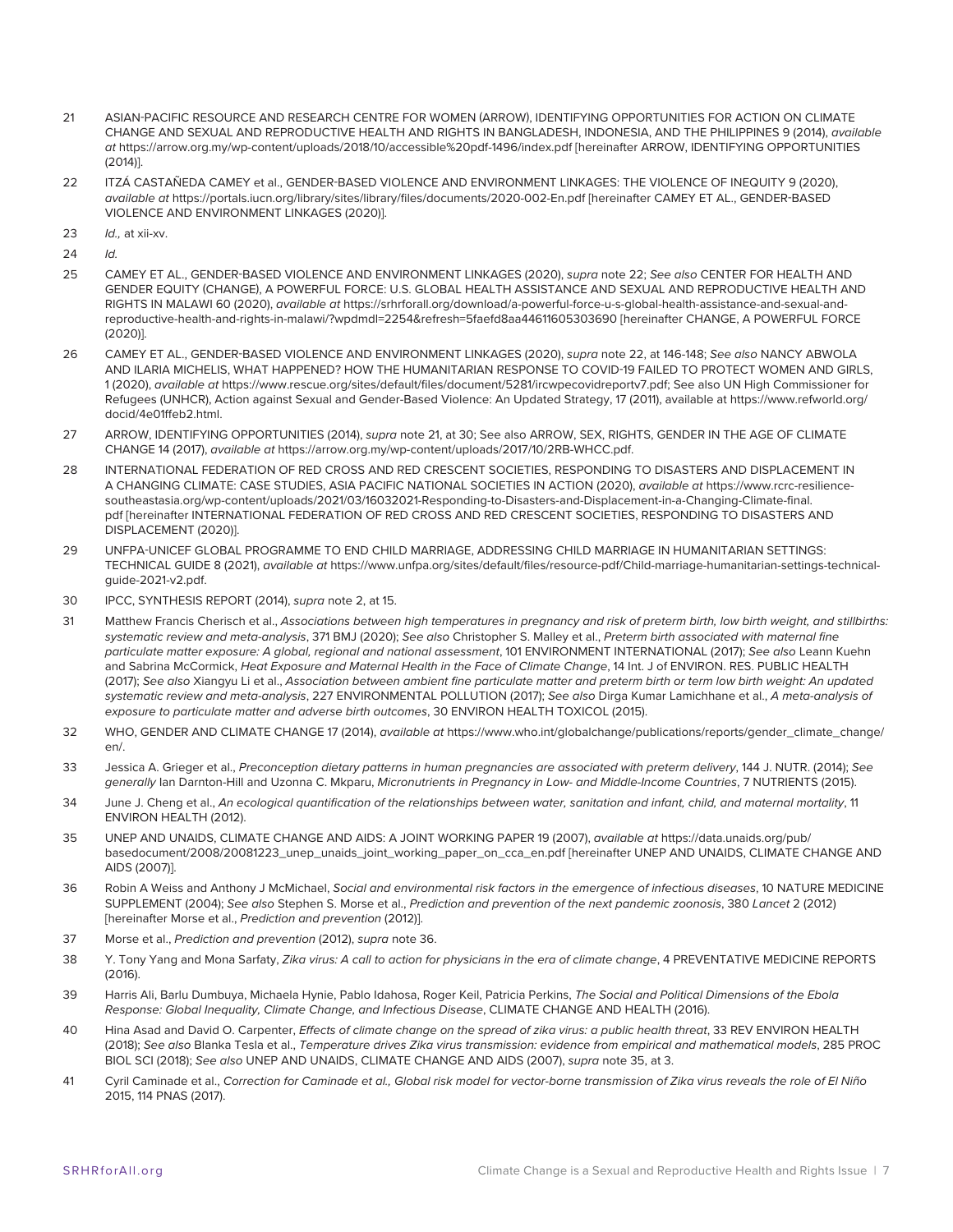21 ASIAN-PACIFIC RESOURCE AND RESEARCH CENTRE FOR WOMEN (ARROW), IDENTIFYING OPPORTUNITIES FOR ACTION ON CLIMATE CHANGE AND SEXUAL AND REPRODUCTIVE HEALTH AND RIGHTS IN BANGLADESH, INDONESIA, AND THE PHILIPPINES 9 (2014), *available at* https://arrow.org.my/wp-content/uploads/2018/10/accessible%20pdf-1496/index.pdf [hereinafter ARROW, IDENTIFYING OPPORTUNITIES (2014)].

22 ITZÁ CASTAÑEDA CAMEY et al., GENDER-BASED VIOLENCE AND ENVIRONMENT LINKAGES: THE VIOLENCE OF INEQUITY 9 (2020), *available at* https://portals.iucn.org/library/sites/library/files/documents/2020-002-En.pdf [hereinafter CAMEY ET AL., GENDER-BASED VIOLENCE AND ENVIRONMENT LINKAGES (2020)].

23 *Id.,* at xii-xv.

24 *Id.*

25 CAMEY ET AL., GENDER-BASED VIOLENCE AND ENVIRONMENT LINKAGES (2020), *supra* note 22; *See also* CENTER FOR HEALTH AND GENDER EQUITY (CHANGE), A POWERFUL FORCE: U.S. GLOBAL HEALTH ASSISTANCE AND SEXUAL AND REPRODUCTIVE HEALTH AND RIGHTS IN MALAWI 60 (2020), *available at* https://srhrforall.org/download/a-powerful-force-u-s-global-health-assistance-and-sexual-and-reproductive-health-and-rights-in-malawi/?wpdmdl=2254&refresh=5faefd8aa44611605303690 [hereinafter CHANGE, A POWERFUL FORCE (2020)].

26 CAMEY ET AL., GENDER-BASED VIOLENCE AND ENVIRONMENT LINKAGES (2020), *supra* note 22, at 146-148; *See also* NANCY ABWOLA AND ILARIA MICHELIS, WHAT HAPPENED? HOW THE HUMANITARIAN RESPONSE TO COVID-19 FAILED TO PROTECT WOMEN AND GIRLS, 1 (2020), *available at* https://www.rescue.org/sites/default/files/document/5281/ircwpecovidreportv7.pdf; See also UN High Commissioner for Refugees (UNHCR), Action against Sexual and Gender-Based Violence: An Updated Strategy, 17 (2011), available at https://www.refworld.org/docid/4e01ffeb2.html.

27 ARROW, IDENTIFYING OPPORTUNITIES (2014), *supra* note 21, at 30; See also ARROW, SEX, RIGHTS, GENDER IN THE AGE OF CLIMATE CHANGE 14 (2017), *available at* https://arrow.org.my/wp-content/uploads/2017/10/2RB-WHCC.pdf.

28 INTERNATIONAL FEDERATION OF RED CROSS AND RED CRESCENT SOCIETIES, RESPONDING TO DISASTERS AND DISPLACEMENT IN A CHANGING CLIMATE: CASE STUDIES, ASIA PACIFIC NATIONAL SOCIETIES IN ACTION (2020), *available at* https://www.rcrc-resilience-southeastasia.org/wp-content/uploads/2021/03/16032021-Responding-to-Disasters-and-Displacement-in-a-Changing-Climate-final.pdf [hereinafter INTERNATIONAL FEDERATION OF RED CROSS AND RED CRESCENT SOCIETIES, RESPONDING TO DISASTERS AND DISPLACEMENT (2020)].

29 UNFPA-UNICEF GLOBAL PROGRAMME TO END CHILD MARRIAGE, ADDRESSING CHILD MARRIAGE IN HUMANITARIAN SETTINGS: TECHNICAL GUIDE 8 (2021), *available at* https://www.unfpa.org/sites/default/files/resource-pdf/Child-marriage-humanitarian-settings-technical-guide-2021-v2.pdf.

30 IPCC, SYNTHESIS REPORT (2014), *supra* note 2, at 15.

31 Matthew Francis Cherisch et al., *Associations between high temperatures in pregnancy and risk of preterm birth, low birth weight, and stillbirths: systematic review and meta-analysis*, 371 BMJ (2020); *See also* Christopher S. Malley et al., *Preterm birth associated with maternal fine particulate matter exposure: A global, regional and national assessment*, 101 ENVIRONMENT INTERNATIONAL (2017); *See also* Leann Kuehn and Sabrina McCormick, *Heat Exposure and Maternal Health in the Face of Climate Change*, 14 Int. J of ENVIRON. RES. PUBLIC HEALTH (2017); *See also* Xiangyu Li et al., *Association between ambient fine particulate matter and preterm birth or term low birth weight: An updated systematic review and meta-analysis*, 227 ENVIRONMENTAL POLLUTION (2017); *See also* Dirga Kumar Lamichhane et al., *A meta-analysis of exposure to particulate matter and adverse birth outcomes*, 30 ENVIRON HEALTH TOXICOL (2015).

32 WHO, GENDER AND CLIMATE CHANGE 17 (2014), *available at* https://www.who.int/globalchange/publications/reports/gender_climate_change/en/.

33 Jessica A. Grieger et al., *Preconception dietary patterns in human pregnancies are associated with preterm delivery*, 144 J. NUTR. (2014); *See generally* Ian Darnton-Hill and Uzonna C. Mkparu, *Micronutrients in Pregnancy in Low- and Middle-Income Countries*, 7 NUTRIENTS (2015).

34 June J. Cheng et al., *An ecological quantification of the relationships between water, sanitation and infant, child, and maternal mortality*, 11 ENVIRON HEALTH (2012).

35 UNEP AND UNAIDS, CLIMATE CHANGE AND AIDS: A JOINT WORKING PAPER 19 (2007), *available at* https://data.unaids.org/pub/basedocument/2008/20081223_unep_unaids_joint_working_paper_on_cca_en.pdf [hereinafter UNEP AND UNAIDS, CLIMATE CHANGE AND AIDS (2007)].

36 Robin A Weiss and Anthony J McMichael, *Social and environmental risk factors in the emergence of infectious diseases*, 10 NATURE MEDICINE SUPPLEMENT (2004); *See also* Stephen S. Morse et al., *Prediction and prevention of the next pandemic zoonosis*, 380 *Lancet* 2 (2012) [hereinafter Morse et al., *Prediction and prevention* (2012)].

37 Morse et al., *Prediction and prevention* (2012), *supra* note 36.

38 Y. Tony Yang and Mona Sarfaty, *Zika virus: A call to action for physicians in the era of climate change*, 4 PREVENTATIVE MEDICINE REPORTS (2016).

39 Harris Ali, Barlu Dumbuya, Michaela Hynie, Pablo Idahosa, Roger Keil, Patricia Perkins, *The Social and Political Dimensions of the Ebola Response: Global Inequality, Climate Change, and Infectious Disease*, CLIMATE CHANGE AND HEALTH (2016).

40 Hina Asad and David O. Carpenter, *Effects of climate change on the spread of zika virus: a public health threat*, 33 REV ENVIRON HEALTH (2018); *See also* Blanka Tesla et al., *Temperature drives Zika virus transmission: evidence from empirical and mathematical models*, 285 PROC BIOL SCI (2018); *See also* UNEP AND UNAIDS, CLIMATE CHANGE AND AIDS (2007), *supra* note 35, at 3.

41 Cyril Caminade et al., *Correction for Caminade et al., Global risk model for vector-borne transmission of Zika virus reveals the role of El Niño* 2015, 114 PNAS (2017).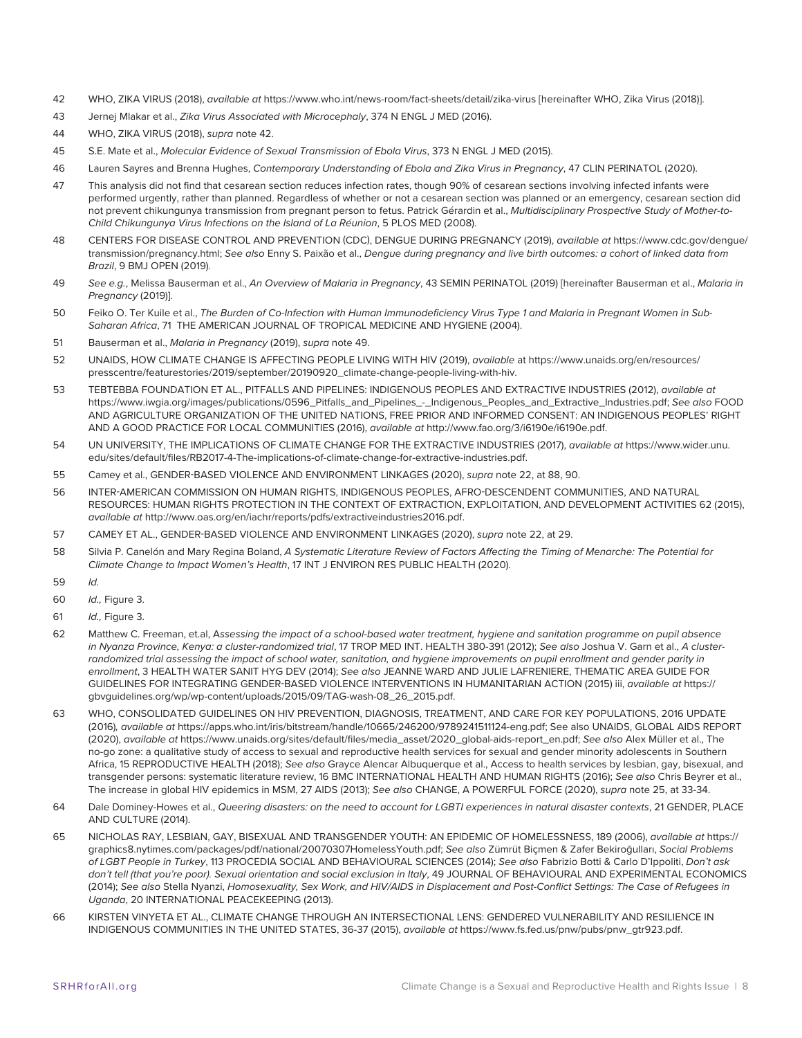42 WHO, ZIKA VIRUS (2018), *available at* https://www.who.int/news-room/fact-sheets/detail/zika-virus [hereinafter WHO, Zika Virus (2018)].

43 Jernej Mlakar et al., *Zika Virus Associated with Microcephaly*, 374 N ENGL J MED (2016).

44 WHO, ZIKA VIRUS (2018), *supra* note 42.

45 S.E. Mate et al., *Molecular Evidence of Sexual Transmission of Ebola Virus*, 373 N ENGL J MED (2015).

46 Lauren Sayres and Brenna Hughes, *Contemporary Understanding of Ebola and Zika Virus in Pregnancy*, 47 CLIN PERINATOL (2020).

47 This analysis did not find that cesarean section reduces infection rates, though 90% of cesarean sections involving infected infants were performed urgently, rather than planned. Regardless of whether or not a cesarean section was planned or an emergency, cesarean section did not prevent chikungunya transmission from pregnant person to fetus. Patrick Gérardin et al., *Multidisciplinary Prospective Study of Mother-to-Child Chikungunya Virus Infections on the Island of La Réunion*, 5 PLOS MED (2008).

48 CENTERS FOR DISEASE CONTROL AND PREVENTION (CDC), DENGUE DURING PREGNANCY (2019), *available at* https://www.cdc.gov/dengue/transmission/pregnancy.html; *See also* Enny S. Paixão et al., *Dengue during pregnancy and live birth outcomes: a cohort of linked data from Brazil*, 9 BMJ OPEN (2019).

49 *See e.g.*, Melissa Bauserman et al., *An Overview of Malaria in Pregnancy*, 43 SEMIN PERINATOL (2019) [hereinafter Bauserman et al., *Malaria in Pregnancy* (2019)].

50 Feiko O. Ter Kuile et al., *The Burden of Co-Infection with Human Immunodeficiency Virus Type 1 and Malaria in Pregnant Women in Sub-Saharan Africa*, 71 THE AMERICAN JOURNAL OF TROPICAL MEDICINE AND HYGIENE (2004).

51 Bauserman et al., *Malaria in Pregnancy* (2019), *supra* note 49.

52 UNAIDS, HOW CLIMATE CHANGE IS AFFECTING PEOPLE LIVING WITH HIV (2019), *available* at https://www.unaids.org/en/resources/presscentre/featurestories/2019/september/20190920_climate-change-people-living-with-hiv.

53 TEBTEBBA FOUNDATION ET AL., PITFALLS AND PIPELINES: INDIGENOUS PEOPLES AND EXTRACTIVE INDUSTRIES (2012), *available at* https://www.iwgia.org/images/publications/0596_Pitfalls_and_Pipelines_-_Indigenous_Peoples_and_Extractive_Industries.pdf; *See also* FOOD AND AGRICULTURE ORGANIZATION OF THE UNITED NATIONS, FREE PRIOR AND INFORMED CONSENT: AN INDIGENOUS PEOPLES' RIGHT AND A GOOD PRACTICE FOR LOCAL COMMUNITIES (2016), *available at* http://www.fao.org/3/i6190e/i6190e.pdf.

54 UN UNIVERSITY, THE IMPLICATIONS OF CLIMATE CHANGE FOR THE EXTRACTIVE INDUSTRIES (2017), *available at* https://www.wider.unu.edu/sites/default/files/RB2017-4-The-implications-of-climate-change-for-extractive-industries.pdf.

55 Camey et al., GENDER-BASED VIOLENCE AND ENVIRONMENT LINKAGES (2020), *supra* note 22, at 88, 90.

56 INTER-AMERICAN COMMISSION ON HUMAN RIGHTS, INDIGENOUS PEOPLES, AFRO-DESCENDENT COMMUNITIES, AND NATURAL RESOURCES: HUMAN RIGHTS PROTECTION IN THE CONTEXT OF EXTRACTION, EXPLOITATION, AND DEVELOPMENT ACTIVITIES 62 (2015), *available at* http://www.oas.org/en/iachr/reports/pdfs/extractiveindustries2016.pdf.

57 CAMEY ET AL., GENDER-BASED VIOLENCE AND ENVIRONMENT LINKAGES (2020), *supra* note 22, at 29.

58 Silvia P. Canelón and Mary Regina Boland, *A Systematic Literature Review of Factors Affecting the Timing of Menarche: The Potential for Climate Change to Impact Women's Health*, 17 INT J ENVIRON RES PUBLIC HEALTH (2020).

59 *Id.*

60 *Id.,* Figure 3.

61 *Id.,* Figure 3.

62 Matthew C. Freeman, et.al, A*ssessing the impact of a school-based water treatment, hygiene and sanitation programme on pupil absence in Nyanza Province, Kenya: a cluster-randomized trial*, 17 TROP MED INT. HEALTH 380-391 (2012); *See also* Joshua V. Garn et al., *A cluster-randomized trial assessing the impact of school water, sanitation, and hygiene improvements on pupil enrollment and gender parity in enrollment*, 3 HEALTH WATER SANIT HYG DEV (2014); *See also* JEANNE WARD AND JULIE LAFRENIERE, THEMATIC AREA GUIDE FOR GUIDELINES FOR INTEGRATING GENDER-BASED VIOLENCE INTERVENTIONS IN HUMANITARIAN ACTION (2015) iii, *available at* https://gbvguidelines.org/wp/wp-content/uploads/2015/09/TAG-wash-08_26_2015.pdf.

63 WHO, CONSOLIDATED GUIDELINES ON HIV PREVENTION, DIAGNOSIS, TREATMENT, AND CARE FOR KEY POPULATIONS, 2016 UPDATE (2016), *available at* https://apps.who.int/iris/bitstream/handle/10665/246200/9789241511124-eng.pdf; See also UNAIDS, GLOBAL AIDS REPORT (2020), *available at* https://www.unaids.org/sites/default/files/media_asset/2020_global-aids-report_en.pdf; *See also* Alex Müller et al., The no-go zone: a qualitative study of access to sexual and reproductive health services for sexual and gender minority adolescents in Southern Africa, 15 REPRODUCTIVE HEALTH (2018); *See also* Grayce Alencar Albuquerque et al., Access to health services by lesbian, gay, bisexual, and transgender persons: systematic literature review, 16 BMC INTERNATIONAL HEALTH AND HUMAN RIGHTS (2016); *See also* Chris Beyrer et al., The increase in global HIV epidemics in MSM, 27 AIDS (2013); *See also* CHANGE, A POWERFUL FORCE (2020), *supra* note 25, at 33-34.

64 Dale Dominey-Howes et al., *Queering disasters: on the need to account for LGBTI experiences in natural disaster contexts*, 21 GENDER, PLACE AND CULTURE (2014).

65 NICHOLAS RAY, LESBIAN, GAY, BISEXUAL AND TRANSGENDER YOUTH: AN EPIDEMIC OF HOMELESSNESS, 189 (2006), *available at* https://graphics8.nytimes.com/packages/pdf/national/20070307HomelessYouth.pdf; *See also* Zümrüt Biçmen & Zafer Bekiroğulları, *Social Problems of LGBT People in Turkey*, 113 PROCEDIA SOCIAL AND BEHAVIOURAL SCIENCES (2014); *See also* Fabrizio Botti & Carlo D'Ippoliti, *Don't ask don't tell (that you're poor). Sexual orientation and social exclusion in Italy*, 49 JOURNAL OF BEHAVIOURAL AND EXPERIMENTAL ECONOMICS (2014); *See also* Stella Nyanzi, *Homosexuality, Sex Work, and HIV/AIDS in Displacement and Post-Conflict Settings: The Case of Refugees in Uganda*, 20 INTERNATIONAL PEACEKEEPING (2013).

66 KIRSTEN VINYETA ET AL., CLIMATE CHANGE THROUGH AN INTERSECTIONAL LENS: GENDERED VULNERABILITY AND RESILIENCE IN INDIGENOUS COMMUNITIES IN THE UNITED STATES, 36-37 (2015), *available at* https://www.fs.fed.us/pnw/pubs/pnw_gtr923.pdf.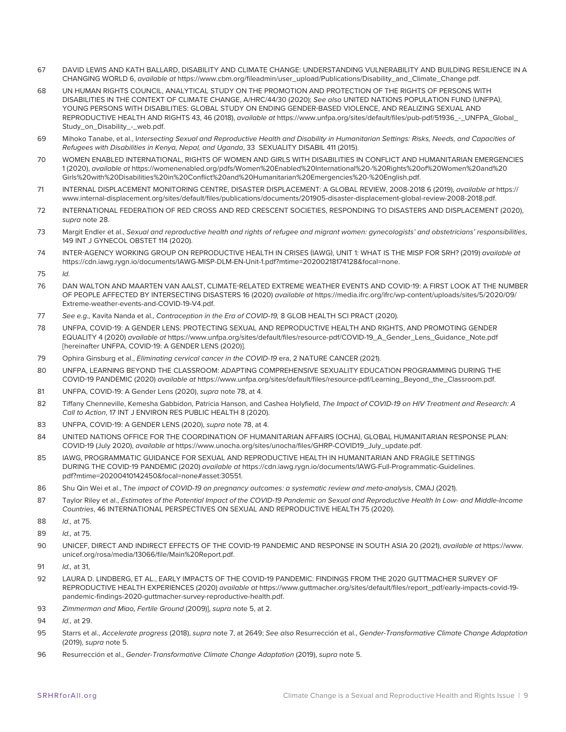67 DAVID LEWIS AND KATH BALLARD, DISABILITY AND CLIMATE CHANGE: UNDERSTANDING VULNERABILITY AND BUILDING RESILIENCE IN A CHANGING WORLD 6, *available at* https://www.cbm.org/fileadmin/user_upload/Publications/Disability_and_Climate_Change.pdf.

68 UN HUMAN RIGHTS COUNCIL, ANALYTICAL STUDY ON THE PROMOTION AND PROTECTION OF THE RIGHTS OF PERSONS WITH DISABILITIES IN THE CONTEXT OF CLIMATE CHANGE, A/HRC/44/30 (2020); *See also* UNITED NATIONS POPULATION FUND (UNFPA), YOUNG PERSONS WITH DISABILITIES: GLOBAL STUDY ON ENDING GENDER-BASED VIOLENCE, AND REALIZING SEXUAL AND REPRODUCTIVE HEALTH AND RIGHTS 43, 46 (2018), *available at* https://www.unfpa.org/sites/default/files/pub-pdf/51936_-_UNFPA_Global_Study_on_Disability_-_web.pdf.

69 Mihoko Tanabe, et al., *Intersecting Sexual and Reproductive Health and Disability in Humanitarian Settings: Risks, Needs, and Capacities of Refugees with Disabilities in Kenya, Nepal, and Uganda*, 33 SEXUALITY DISABIL 411 (2015).

70 WOMEN ENABLED INTERNATIONAL, RIGHTS OF WOMEN AND GIRLS WITH DISABILITIES IN CONFLICT AND HUMANITARIAN EMERGENCIES 1 (2020), *available at* https://womenenabled.org/pdfs/Women%20Enabled%20International%20-%20Rights%20of%20Women%20and%20Girls%20with%20Disabilities%20in%20Conflict%20and%20Humanitarian%20Emergencies%20-%20English.pdf.

71 INTERNAL DISPLACEMENT MONITORING CENTRE, DISASTER DISPLACEMENT: A GLOBAL REVIEW, 2008-2018 6 (2019), *available at* https://www.internal-displacement.org/sites/default/files/publications/documents/201905-disaster-displacement-global-review-2008-2018.pdf.

72 INTERNATIONAL FEDERATION OF RED CROSS AND RED CRESCENT SOCIETIES, RESPONDING TO DISASTERS AND DISPLACEMENT (2020), *supra* note 28.

73 Margit Endler et al., *Sexual and reproductive health and rights of refugee and migrant women: gynecologists' and obstetricians' responsibilities*, 149 INT J GYNECOL OBSTET 114 (2020).

74 INTER-AGENCY WORKING GROUP ON REPRODUCTIVE HEALTH IN CRISES (IAWG), UNIT 1: WHAT IS THE MISP FOR SRH? (2019) *available at* https://cdn.iawg.rygn.io/documents/IAWG-MISP-DLM-EN-Unit-1.pdf?mtime=20200218174128&focal=none.

75 *Id.*

76 DAN WALTON AND MAARTEN VAN AALST, CLIMATE-RELATED EXTREME WEATHER EVENTS AND COVID-19: A FIRST LOOK AT THE NUMBER OF PEOPLE AFFECTED BY INTERSECTING DISASTERS 16 (2020) *available at* https://media.ifrc.org/ifrc/wp-content/uploads/sites/5/2020/09/Extreme-weather-events-and-COVID-19-V4.pdf.

77 *See e.g.,* Kavita Nanda et al., *Contraception in the Era of COVID-19,* 8 GLOB HEALTH SCI PRACT (2020).

78 UNFPA, COVID-19: A GENDER LENS: PROTECTING SEXUAL AND REPRODUCTIVE HEALTH AND RIGHTS, AND PROMOTING GENDER EQUALITY 4 (2020) *available at* https://www.unfpa.org/sites/default/files/resource-pdf/COVID-19_A_Gender_Lens_Guidance_Note.pdf [hereinafter UNFPA, COVID-19: A GENDER LENS (2020)].

79 Ophira Ginsburg et al., *Eliminating cervical cancer in the COVID-19* era, 2 NATURE CANCER (2021).

80 UNFPA, LEARNING BEYOND THE CLASSROOM: ADAPTING COMPREHENSIVE SEXUALITY EDUCATION PROGRAMMING DURING THE COVID-19 PANDEMIC (2020) *available at* https://www.unfpa.org/sites/default/files/resource-pdf/Learning_Beyond_the_Classroom.pdf.

81 UNFPA, COVID-19: A Gender Lens (2020), *supra* note 78, at 4.

82 Tiffany Chenneville, Kemesha Gabbidon, Patricia Hanson, and Cashea Holyfield, *The Impact of COVID-19 on HIV Treatment and Research: A Call to Action*, 17 INT J ENVIRON RES PUBLIC HEALTH 8 (2020).

83 UNFPA, COVID-19: A GENDER LENS (2020), *supra* note 78, at 4.

84 UNITED NATIONS OFFICE FOR THE COORDINATION OF HUMANITARIAN AFFAIRS (OCHA), GLOBAL HUMANITARIAN RESPONSE PLAN: COVID-19 (July 2020), *available at* https://www.unocha.org/sites/unocha/files/GHRP-COVID19_July_update.pdf.

85 IAWG, PROGRAMMATIC GUIDANCE FOR SEXUAL AND REPRODUCTIVE HEALTH IN HUMANITARIAN AND FRAGILE SETTINGS DURING THE COVID-19 PANDEMIC (2020) *available at* https://cdn.iawg.rygn.io/documents/IAWG-Full-Programmatic-Guidelines.pdf?mtime=20200410142450&focal=none#asset:30551.

86 Shu Qin Wei et al., *The impact of COVID-19 on pregnancy outcomes: a systematic review and meta-analysis*, CMAJ (2021).

87 Taylor Riley et al., *Estimates of the Potential Impact of the COVID-19 Pandemic on Sexual and Reproductive Health In Low- and Middle-Income Countries*, 46 INTERNATIONAL PERSPECTIVES ON SEXUAL AND REPRODUCTIVE HEALTH 75 (2020).

88 *Id.,* at 75.

89 *Id.,* at 75.

90 UNICEF, DIRECT AND INDIRECT EFFECTS OF THE COVID-19 PANDEMIC AND RESPONSE IN SOUTH ASIA 20 (2021), *available at* https://www.unicef.org/rosa/media/13066/file/Main%20Report.pdf.

91 *Id.,* at 31,

92 LAURA D. LINDBERG, ET AL., EARLY IMPACTS OF THE COVID-19 PANDEMIC: FINDINGS FROM THE 2020 GUTTMACHER SURVEY OF REPRODUCTIVE HEALTH EXPERIENCES (2020) *available at* https://www.guttmacher.org/sites/default/files/report_pdf/early-impacts-covid-19-pandemic-findings-2020-guttmacher-survey-reproductive-health.pdf.

93 *Zimmerman and Miao, Fertile Ground* (2009)], *supra* note 5, at 2.

94 *Id.,* at 29.

95 Starrs et al., *Accelerate progress* (2018), *supra* note 7, at 2649; *See also* Resurrección et al., *Gender-Transformative Climate Change Adaptation* (2019), *supra* note 5.

96 Resurrección et al., *Gender-Transformative Climate Change Adaptation* (2019), *supra* note 5.